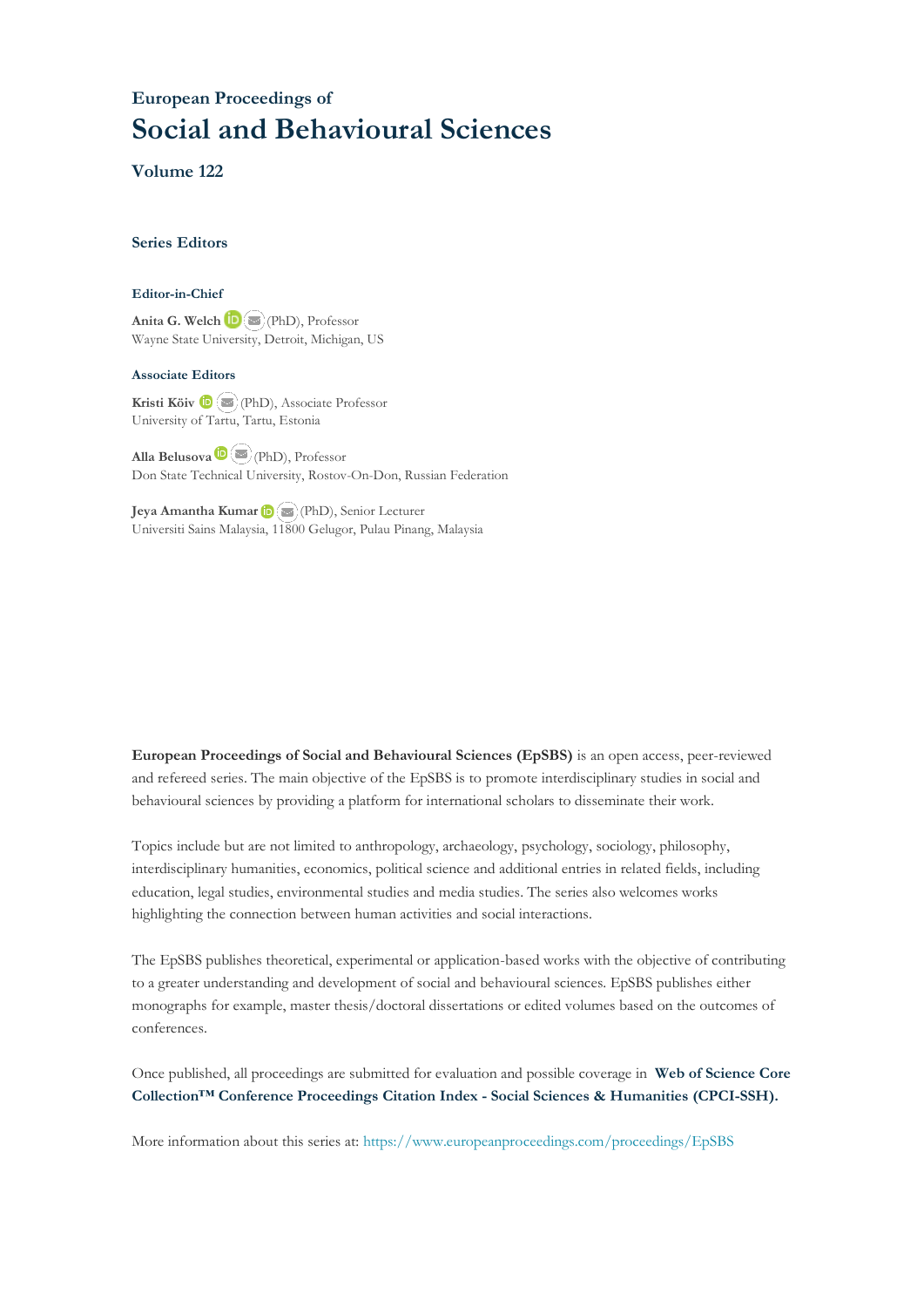## European Proceedings of

# Social and Behavioural Sciences

### Volume 122

### Series Editors

#### Editor-in-Chief

**Anita G. Welch** (PhD), Professor
Wayne State University, Detroit, Michigan, US

#### Associate Editors

**Kristi Köiv** (PhD), Associate Professor
University of Tartu, Tartu, Estonia

**Alla Belusova** (PhD), Professor
Don State Technical University, Rostov-On-Don, Russian Federation

**Jeya Amantha Kumar** (PhD), Senior Lecturer
Universiti Sains Malaysia, 11800 Gelugor, Pulau Pinang, Malaysia

**European Proceedings of Social and Behavioural Sciences (EpSBS)** is an open access, peer-reviewed and refereed series. The main objective of the EpSBS is to promote interdisciplinary studies in social and behavioural sciences by providing a platform for international scholars to disseminate their work.

Topics include but are not limited to anthropology, archaeology, psychology, sociology, philosophy, interdisciplinary humanities, economics, political science and additional entries in related fields, including education, legal studies, environmental studies and media studies. The series also welcomes works highlighting the connection between human activities and social interactions.

The EpSBS publishes theoretical, experimental or application-based works with the objective of contributing to a greater understanding and development of social and behavioural sciences. EpSBS publishes either monographs for example, master thesis/doctoral dissertations or edited volumes based on the outcomes of conferences.

Once published, all proceedings are submitted for evaluation and possible coverage in **Web of Science Core Collection™ Conference Proceedings Citation Index - Social Sciences & Humanities (CPCI-SSH).**

More information about this series at: https://www.europeanproceedings.com/proceedings/EpSBS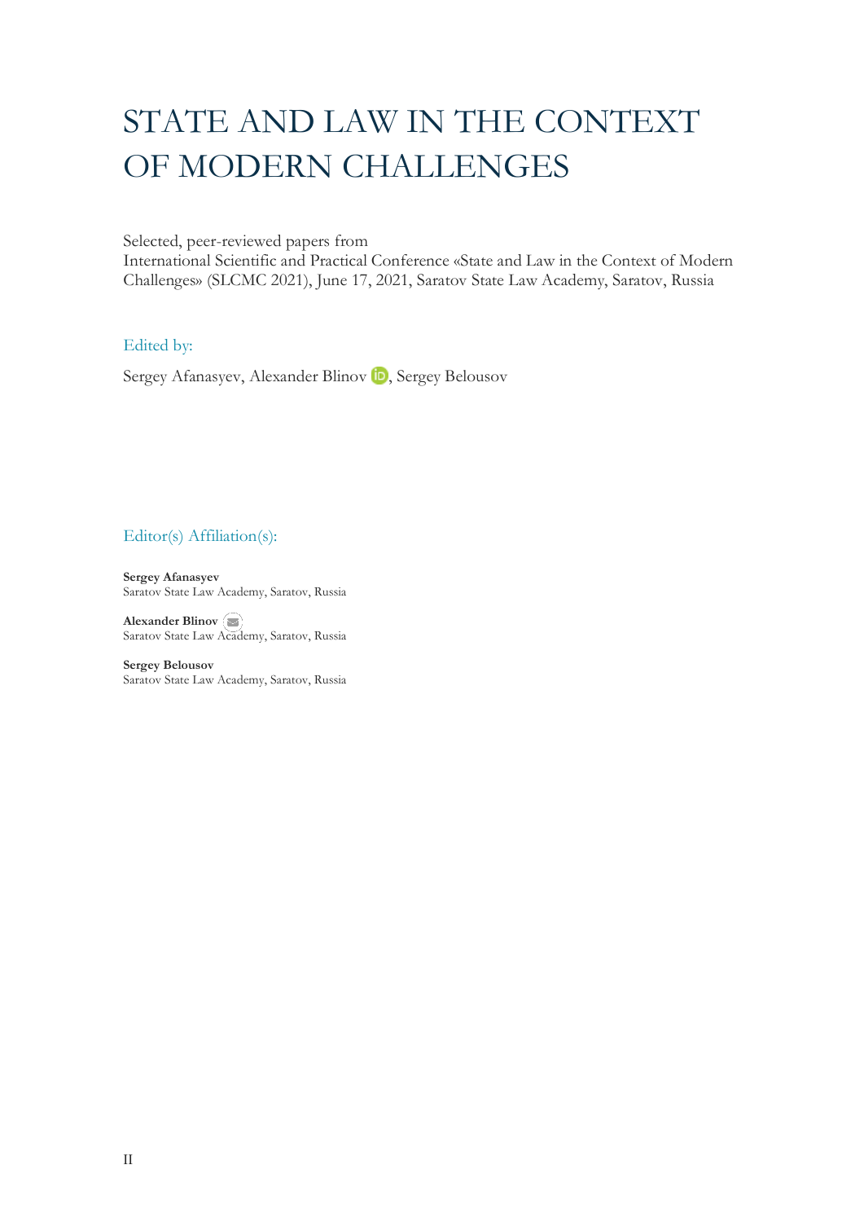# STATE AND LAW IN THE CONTEXT OF MODERN CHALLENGES

Selected, peer-reviewed papers from
International Scientific and Practical Conference «State and Law in the Context of Modern Challenges» (SLCMC 2021), June 17, 2021, Saratov State Law Academy, Saratov, Russia

## Edited by:

Sergey Afanasyev, Alexander Blinov, Sergey Belousov

## Editor(s) Affiliation(s):

**Sergey Afanasyev**
Saratov State Law Academy, Saratov, Russia

**Alexander Blinov**
Saratov State Law Academy, Saratov, Russia

**Sergey Belousov**
Saratov State Law Academy, Saratov, Russia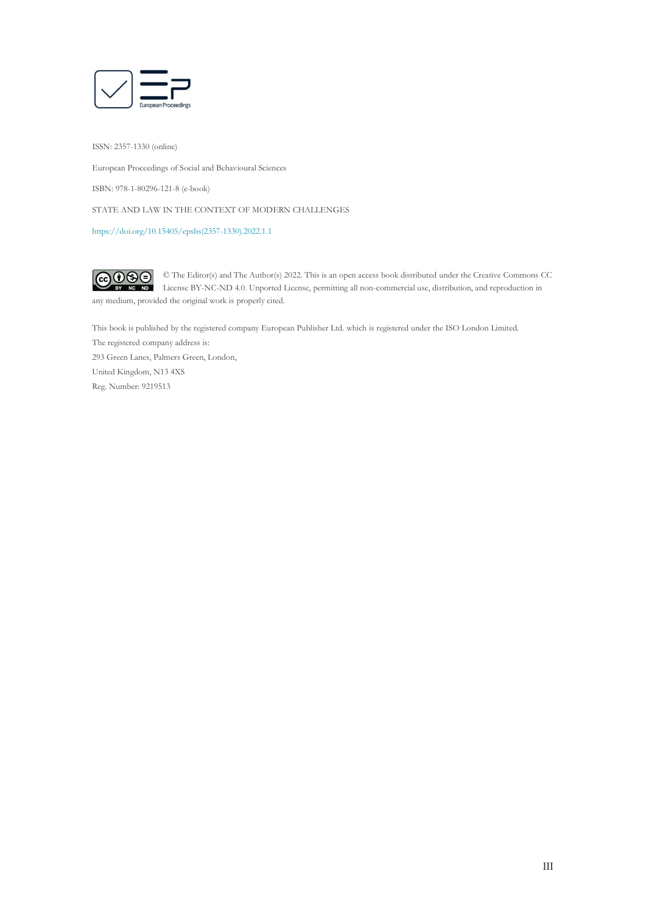ISSN: 2357-1330 (online)

European Proceedings of Social and Behavioural Sciences

ISBN: 978-1-80296-121-8 (e-book)

STATE AND LAW IN THE CONTEXT OF MODERN CHALLENGES

https://doi.org/10.15405/epsbs(2357-1330).2022.1.1

© The Editor(s) and The Author(s) 2022. This is an open access book distributed under the Creative Commons CC License BY-NC-ND 4.0. Unported License, permitting all non-commercial use, distribution, and reproduction in any medium, provided the original work is properly cited.

This book is published by the registered company European Publisher Ltd. which is registered under the ISO London Limited.
The registered company address is:
293 Green Lanes, Palmers Green, London,
United Kingdom, N13 4XS
Reg. Number: 9219513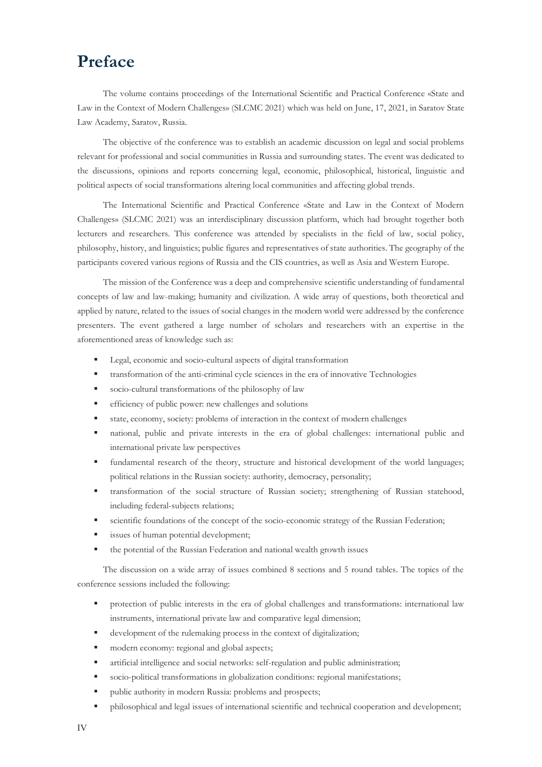# Preface

The volume contains proceedings of the International Scientific and Practical Conference «State and Law in the Context of Modern Challenges» (SLCMC 2021) which was held on June, 17, 2021, in Saratov State Law Academy, Saratov, Russia.

The objective of the conference was to establish an academic discussion on legal and social problems relevant for professional and social communities in Russia and surrounding states. The event was dedicated to the discussions, opinions and reports concerning legal, economic, philosophical, historical, linguistic and political aspects of social transformations altering local communities and affecting global trends.

The International Scientific and Practical Conference «State and Law in the Context of Modern Challenges» (SLCMC 2021) was an interdisciplinary discussion platform, which had brought together both lecturers and researchers. This conference was attended by specialists in the field of law, social policy, philosophy, history, and linguistics; public figures and representatives of state authorities. The geography of the participants covered various regions of Russia and the CIS countries, as well as Asia and Western Europe.

The mission of the Conference was a deep and comprehensive scientific understanding of fundamental concepts of law and law-making; humanity and civilization. A wide array of questions, both theoretical and applied by nature, related to the issues of social changes in the modern world were addressed by the conference presenters. The event gathered a large number of scholars and researchers with an expertise in the aforementioned areas of knowledge such as:

- Legal, economic and socio-cultural aspects of digital transformation
- transformation of the anti-criminal cycle sciences in the era of innovative Technologies
- socio-cultural transformations of the philosophy of law
- efficiency of public power: new challenges and solutions
- state, economy, society: problems of interaction in the context of modern challenges
- national, public and private interests in the era of global challenges: international public and international private law perspectives
- fundamental research of the theory, structure and historical development of the world languages; political relations in the Russian society: authority, democracy, personality;
- transformation of the social structure of Russian society; strengthening of Russian statehood, including federal-subjects relations;
- scientific foundations of the concept of the socio-economic strategy of the Russian Federation;
- issues of human potential development;
- the potential of the Russian Federation and national wealth growth issues

The discussion on a wide array of issues combined 8 sections and 5 round tables. The topics of the conference sessions included the following:

- protection of public interests in the era of global challenges and transformations: international law instruments, international private law and comparative legal dimension;
- development of the rulemaking process in the context of digitalization;
- modern economy: regional and global aspects;
- artificial intelligence and social networks: self-regulation and public administration;
- socio-political transformations in globalization conditions: regional manifestations;
- public authority in modern Russia: problems and prospects;
- philosophical and legal issues of international scientific and technical cooperation and development;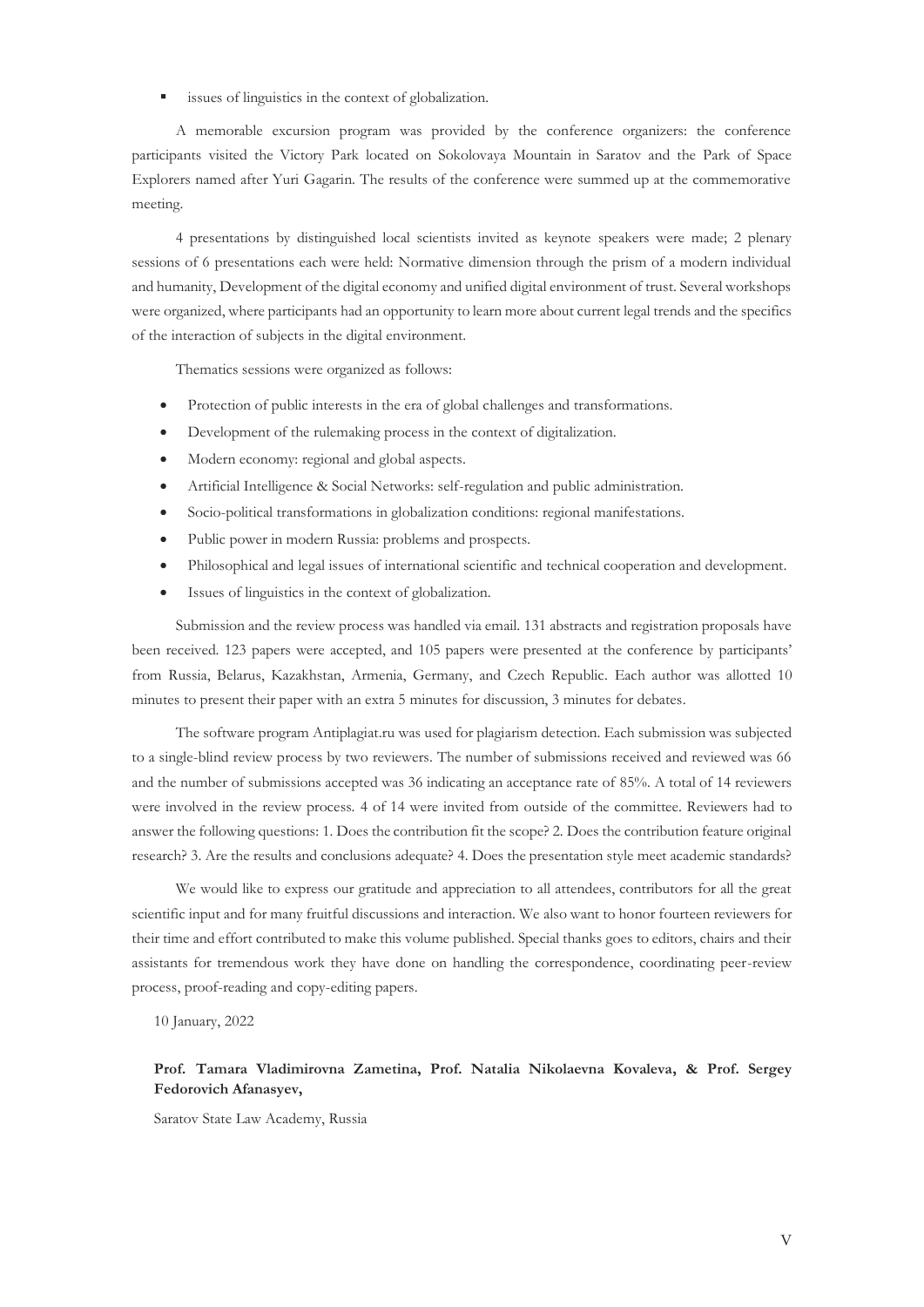- issues of linguistics in the context of globalization.

A memorable excursion program was provided by the conference organizers: the conference participants visited the Victory Park located on Sokolovaya Mountain in Saratov and the Park of Space Explorers named after Yuri Gagarin. The results of the conference were summed up at the commemorative meeting.

4 presentations by distinguished local scientists invited as keynote speakers were made; 2 plenary sessions of 6 presentations each were held: Normative dimension through the prism of a modern individual and humanity, Development of the digital economy and unified digital environment of trust. Several workshops were organized, where participants had an opportunity to learn more about current legal trends and the specifics of the interaction of subjects in the digital environment.

Thematics sessions were organized as follows:

- Protection of public interests in the era of global challenges and transformations.
- Development of the rulemaking process in the context of digitalization.
- Modern economy: regional and global aspects.
- Artificial Intelligence & Social Networks: self-regulation and public administration.
- Socio-political transformations in globalization conditions: regional manifestations.
- Public power in modern Russia: problems and prospects.
- Philosophical and legal issues of international scientific and technical cooperation and development.
- Issues of linguistics in the context of globalization.

Submission and the review process was handled via email. 131 abstracts and registration proposals have been received. 123 papers were accepted, and 105 papers were presented at the conference by participants' from Russia, Belarus, Kazakhstan, Armenia, Germany, and Czech Republic. Each author was allotted 10 minutes to present their paper with an extra 5 minutes for discussion, 3 minutes for debates.

The software program Antiplagiat.ru was used for plagiarism detection. Each submission was subjected to a single-blind review process by two reviewers. The number of submissions received and reviewed was 66 and the number of submissions accepted was 36 indicating an acceptance rate of 85%. A total of 14 reviewers were involved in the review process. 4 of 14 were invited from outside of the committee. Reviewers had to answer the following questions: 1. Does the contribution fit the scope? 2. Does the contribution feature original research? 3. Are the results and conclusions adequate? 4. Does the presentation style meet academic standards?

We would like to express our gratitude and appreciation to all attendees, contributors for all the great scientific input and for many fruitful discussions and interaction. We also want to honor fourteen reviewers for their time and effort contributed to make this volume published. Special thanks goes to editors, chairs and their assistants for tremendous work they have done on handling the correspondence, coordinating peer-review process, proof-reading and copy-editing papers.

10 January, 2022

**Prof. Tamara Vladimirovna Zametina, Prof. Natalia Nikolaevna Kovaleva, & Prof. Sergey Fedorovich Afanasyev,**

Saratov State Law Academy, Russia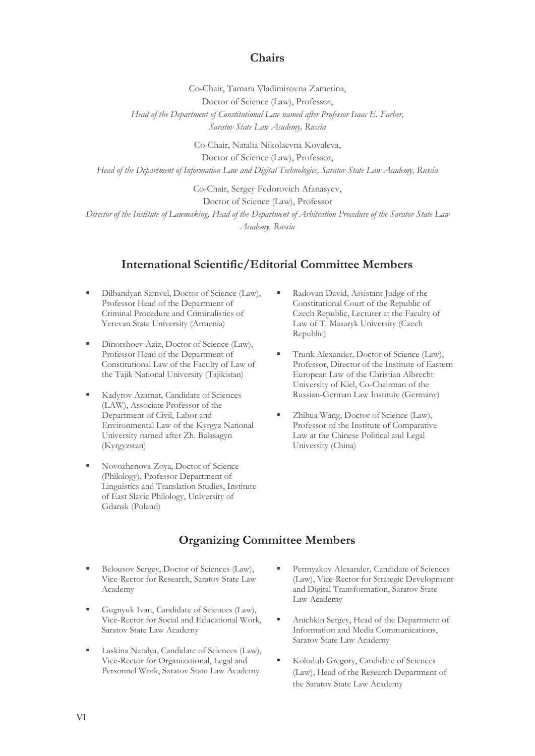## Chairs

Co-Chair, Tamara Vladimirovna Zametina,
Doctor of Science (Law), Professor,
*Head of the Department of Constitutional Law named after Professor Isaac E. Farber, Saratov State Law Academy, Russia*

Co-Chair, Natalia Nikolaevna Kovaleva,
Doctor of Science (Law), Professor,
*Head of the Department of Information Law and Digital Technologies, Saratov State Law Academy, Russia*

Co-Chair, Sergey Fedorovich Afanasyev,
Doctor of Science (Law), Professor
*Director of the Institute of Lawmaking, Head of the Department of Arbitration Procedure of the Saratov State Law Academy, Russia*

## International Scientific/Editorial Committee Members

- Dilbandyan Samvel, Doctor of Science (Law), Professor Head of the Department of Criminal Procedure and Criminalistics of Yerevan State University (Armenia)
- Dinorshoev Aziz, Doctor of Science (Law), Professor Head of the Department of Constitutional Law of the Faculty of Law of the Tajik National University (Tajikistan)
- Kadyrov Azamat, Candidate of Sciences (LAW), Associate Professor of the Department of Civil, Labor and Environmental Law of the Kyrgyz National University named after Zh. Balasagyn (Kyrgyzstan)
- Novozhenova Zoya, Doctor of Science (Philology), Professor Department of Linguistics and Translation Studies, Institute of East Slavic Philology, University of Gdansk (Poland)
- Radovan David, Assistant Judge of the Constitutional Court of the Republic of Czech Republic, Lecturer at the Faculty of Law of T. Masaryk University (Czech Republic)
- Trunk Alexander, Doctor of Science (Law), Professor, Director of the Institute of Eastern European Law of the Christian Albrecht University of Kiel, Co-Chairman of the Russian-German Law Institute (Germany)
- Zhihua Wang, Doctor of Science (Law), Professor of the Institute of Comparative Law at the Chinese Political and Legal University (China)

## Organizing Committee Members

- Belousov Sergey, Doctor of Sciences (Law), Vice-Rector for Research, Saratov State Law Academy
- Gugnyuk Ivan, Candidate of Sciences (Law), Vice-Rector for Social and Educational Work, Saratov State Law Academy
- Laskina Natalya, Candidate of Sciences (Law), Vice-Rector for Organizational, Legal and Personnel Work, Saratov State Law Academy
- Permyakov Alexander, Candidate of Sciences (Law), Vice-Rector for Strategic Development and Digital Transformation, Saratov State Law Academy
- Anichkin Sergey, Head of the Department of Information and Media Communications, Saratov State Law Academy
- Kolodub Gregory, Candidate of Sciences (Law), Head of the Research Department of the Saratov State Law Academy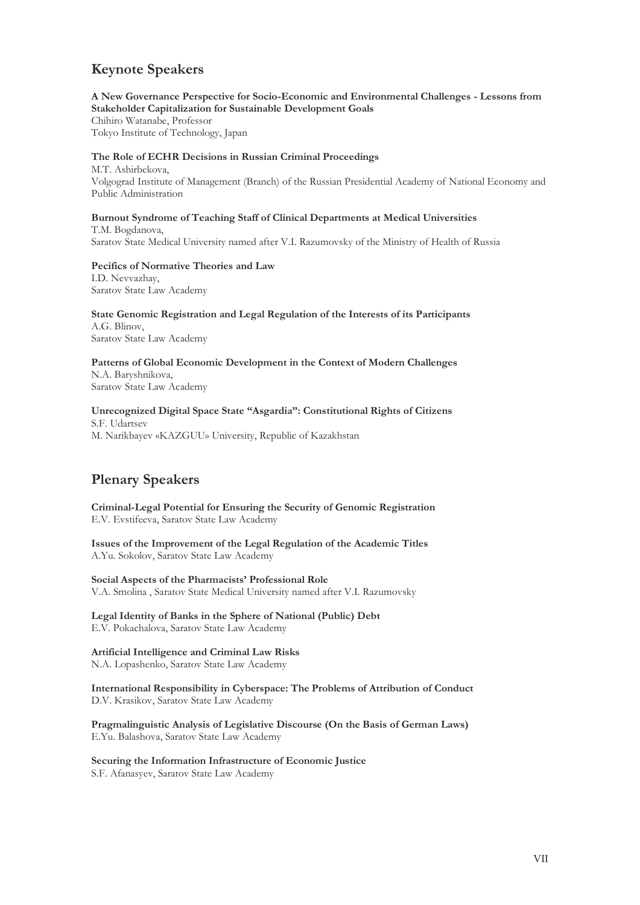## Keynote Speakers

**A New Governance Perspective for Socio-Economic and Environmental Challenges - Lessons from Stakeholder Capitalization for Sustainable Development Goals**
Chihiro Watanabe, Professor
Tokyo Institute of Technology, Japan

**The Role of ECHR Decisions in Russian Criminal Proceedings**
M.T. Ashirbekova,
Volgograd Institute of Management (Branch) of the Russian Presidential Academy of National Economy and Public Administration

**Burnout Syndrome of Teaching Staff of Clinical Departments at Medical Universities**
T.M. Bogdanova,
Saratov State Medical University named after V.I. Razumovsky of the Ministry of Health of Russia

**Pecifics of Normative Theories and Law**
I.D. Nevvazhay,
Saratov State Law Academy

**State Genomic Registration and Legal Regulation of the Interests of its Participants**
A.G. Blinov,
Saratov State Law Academy

**Patterns of Global Economic Development in the Context of Modern Challenges**
N.A. Baryshnikova,
Saratov State Law Academy

**Unrecognized Digital Space State "Asgardia": Constitutional Rights of Citizens**
S.F. Udartsev
M. Narikbayev «KAZGUU» University, Republic of Kazakhstan

## Plenary Speakers

**Criminal-Legal Potential for Ensuring the Security of Genomic Registration**
E.V. Evstifeeva, Saratov State Law Academy

**Issues of the Improvement of the Legal Regulation of the Academic Titles**
A.Yu. Sokolov, Saratov State Law Academy

**Social Aspects of the Pharmacists' Professional Role**
V.A. Smolina , Saratov State Medical University named after V.I. Razumovsky

**Legal Identity of Banks in the Sphere of National (Public) Debt**
E.V. Pokachalova, Saratov State Law Academy

**Artificial Intelligence and Criminal Law Risks**
N.A. Lopashenko, Saratov State Law Academy

**International Responsibility in Cyberspace: The Problems of Attribution of Conduct**
D.V. Krasikov, Saratov State Law Academy

**Pragmalinguistic Analysis of Legislative Discourse (On the Basis of German Laws)**
E.Yu. Balashova, Saratov State Law Academy

**Securing the Information Infrastructure of Economic Justice**
S.F. Afanasyev, Saratov State Law Academy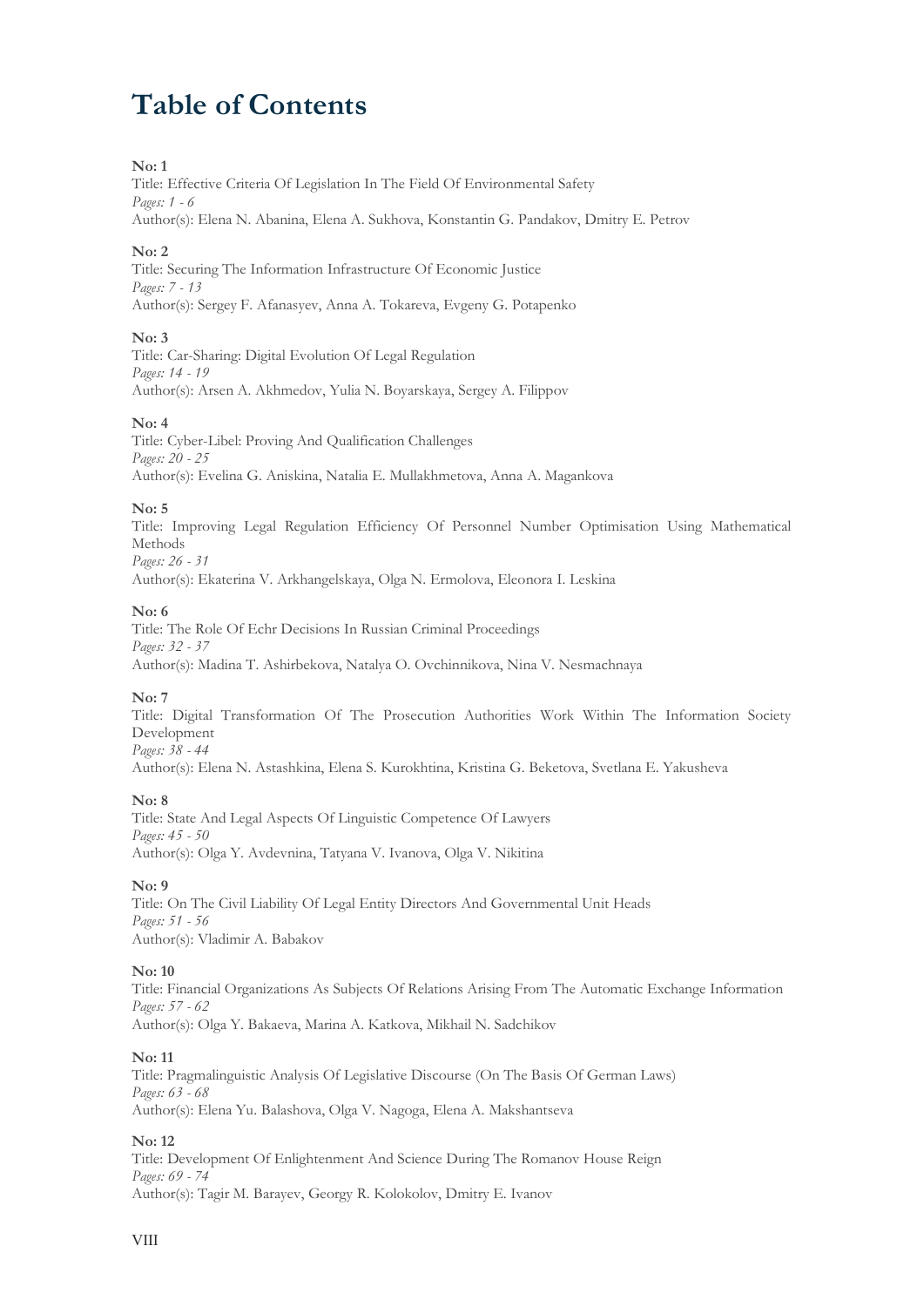# Table of Contents

**No: 1**
Title: Effective Criteria Of Legislation In The Field Of Environmental Safety
*Pages: 1 - 6*
Author(s): Elena N. Abanina, Elena A. Sukhova, Konstantin G. Pandakov, Dmitry E. Petrov

**No: 2**
Title: Securing The Information Infrastructure Of Economic Justice
*Pages: 7 - 13*
Author(s): Sergey F. Afanasyev, Anna A. Tokareva, Evgeny G. Potapenko

**No: 3**
Title: Car-Sharing: Digital Evolution Of Legal Regulation
*Pages: 14 - 19*
Author(s): Arsen A. Akhmedov, Yulia N. Boyarskaya, Sergey A. Filippov

**No: 4**
Title: Cyber-Libel: Proving And Qualification Challenges
*Pages: 20 - 25*
Author(s): Evelina G. Aniskina, Natalia E. Mullakhmetova, Anna A. Magankova

**No: 5**
Title: Improving Legal Regulation Efficiency Of Personnel Number Optimisation Using Mathematical Methods
*Pages: 26 - 31*
Author(s): Ekaterina V. Arkhangelskaya, Olga N. Ermolova, Eleonora I. Leskina

**No: 6**
Title: The Role Of Echr Decisions In Russian Criminal Proceedings
*Pages: 32 - 37*
Author(s): Madina T. Ashirbekova, Natalya O. Ovchinnikova, Nina V. Nesmachnaya

**No: 7**
Title: Digital Transformation Of The Prosecution Authorities Work Within The Information Society Development
*Pages: 38 - 44*
Author(s): Elena N. Astashkina, Elena S. Kurokhtina, Kristina G. Beketova, Svetlana E. Yakusheva

**No: 8**
Title: State And Legal Aspects Of Linguistic Competence Of Lawyers
*Pages: 45 - 50*
Author(s): Olga Y. Avdevnina, Tatyana V. Ivanova, Olga V. Nikitina

**No: 9**
Title: On The Civil Liability Of Legal Entity Directors And Governmental Unit Heads
*Pages: 51 - 56*
Author(s): Vladimir A. Babakov

**No: 10**
Title: Financial Organizations As Subjects Of Relations Arising From The Automatic Exchange Information
*Pages: 57 - 62*
Author(s): Olga Y. Bakaeva, Marina A. Katkova, Mikhail N. Sadchikov

**No: 11**
Title: Pragmalinguistic Analysis Of Legislative Discourse (On The Basis Of German Laws)
*Pages: 63 - 68*
Author(s): Elena Yu. Balashova, Olga V. Nagoga, Elena A. Makshantseva

**No: 12**
Title: Development Of Enlightenment And Science During The Romanov House Reign
*Pages: 69 - 74*
Author(s): Tagir M. Barayev, Georgy R. Kolokolov, Dmitry E. Ivanov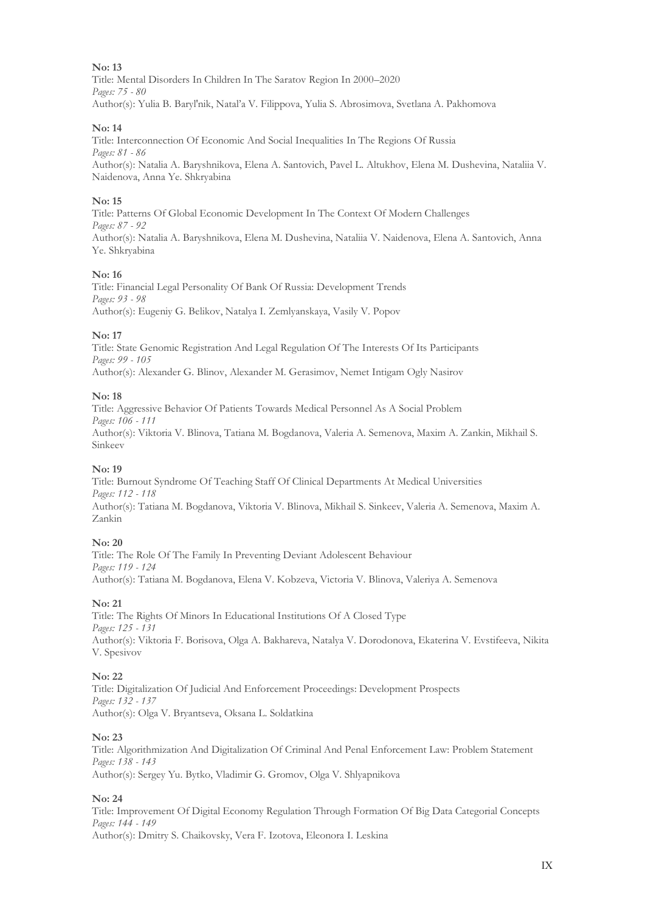**No: 13**
Title: Mental Disorders In Children In The Saratov Region In 2000–2020
*Pages: 75 - 80*
Author(s): Yulia B. Baryl'nik, Natal'a V. Filippova, Yulia S. Abrosimova, Svetlana A. Pakhomova

**No: 14**
Title: Interconnection Of Economic And Social Inequalities In The Regions Of Russia
*Pages: 81 - 86*
Author(s): Natalia A. Baryshnikova, Elena A. Santovich, Pavel L. Altukhov, Elena M. Dushevina, Nataliia V. Naidenova, Anna Ye. Shkryabina

**No: 15**
Title: Patterns Of Global Economic Development In The Context Of Modern Challenges
*Pages: 87 - 92*
Author(s): Natalia A. Baryshnikova, Elena M. Dushevina, Nataliia V. Naidenova, Elena A. Santovich, Anna Ye. Shkryabina

**No: 16**
Title: Financial Legal Personality Of Bank Of Russia: Development Trends
*Pages: 93 - 98*
Author(s): Eugeniy G. Belikov, Natalya I. Zemlyanskaya, Vasily V. Popov

**No: 17**
Title: State Genomic Registration And Legal Regulation Of The Interests Of Its Participants
*Pages: 99 - 105*
Author(s): Alexander G. Blinov, Alexander M. Gerasimov, Nemet Intigam Ogly Nasirov

**No: 18**
Title: Aggressive Behavior Of Patients Towards Medical Personnel As A Social Problem
*Pages: 106 - 111*
Author(s): Viktoria V. Blinova, Tatiana M. Bogdanova, Valeria A. Semenova, Maxim A. Zankin, Mikhail S. Sinkeev

**No: 19**
Title: Burnout Syndrome Of Teaching Staff Of Clinical Departments At Medical Universities
*Pages: 112 - 118*
Author(s): Tatiana M. Bogdanova, Viktoria V. Blinova, Mikhail S. Sinkeev, Valeria A. Semenova, Maxim A. Zankin

**No: 20**
Title: The Role Of The Family In Preventing Deviant Adolescent Behaviour
*Pages: 119 - 124*
Author(s): Tatiana M. Bogdanova, Elena V. Kobzeva, Victoria V. Blinova, Valeriya A. Semenova

**No: 21**
Title: The Rights Of Minors In Educational Institutions Of A Closed Type
*Pages: 125 - 131*
Author(s): Viktoria F. Borisova, Olga A. Bakhareva, Natalya V. Dorodonova, Ekaterina V. Evstifeeva, Nikita V. Spesivov

**No: 22**
Title: Digitalization Of Judicial And Enforcement Proceedings: Development Prospects
*Pages: 132 - 137*
Author(s): Olga V. Bryantseva, Oksana L. Soldatkina

**No: 23**
Title: Algorithmization And Digitalization Of Criminal And Penal Enforcement Law: Problem Statement
*Pages: 138 - 143*
Author(s): Sergey Yu. Bytko, Vladimir G. Gromov, Olga V. Shlyapnikova

**No: 24**
Title: Improvement Of Digital Economy Regulation Through Formation Of Big Data Categorial Concepts
*Pages: 144 - 149*
Author(s): Dmitry S. Chaikovsky, Vera F. Izotova, Eleonora I. Leskina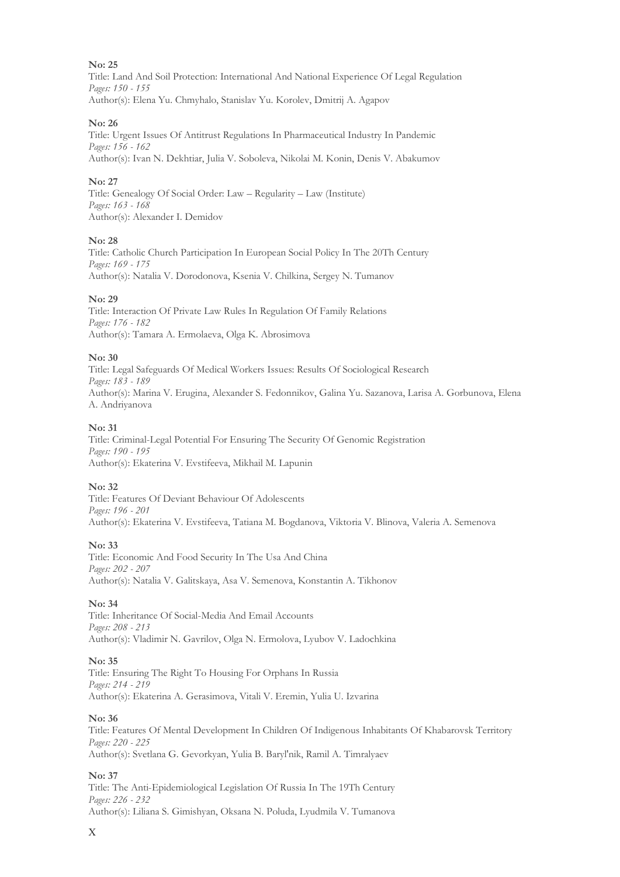**No: 25**

Title: Land And Soil Protection: International And National Experience Of Legal Regulation

*Pages: 150 - 155*

Author(s): Elena Yu. Chmyhalo, Stanislav Yu. Korolev, Dmitrij A. Agapov

**No: 26**

Title: Urgent Issues Of Antitrust Regulations In Pharmaceutical Industry In Pandemic

*Pages: 156 - 162*

Author(s): Ivan N. Dekhtiar, Julia V. Soboleva, Nikolai M. Konin, Denis V. Abakumov

**No: 27**

Title: Genealogy Of Social Order: Law – Regularity – Law (Institute)

*Pages: 163 - 168*

Author(s): Alexander I. Demidov

**No: 28**

Title: Catholic Church Participation In European Social Policy In The 20Th Century

*Pages: 169 - 175*

Author(s): Natalia V. Dorodonova, Ksenia V. Chilkina, Sergey N. Tumanov

**No: 29**

Title: Interaction Of Private Law Rules In Regulation Of Family Relations

*Pages: 176 - 182*

Author(s): Tamara A. Ermolaeva, Olga K. Abrosimova

**No: 30**

Title: Legal Safeguards Of Medical Workers Issues: Results Of Sociological Research

*Pages: 183 - 189*

Author(s): Marina V. Erugina, Alexander S. Fedonnikov, Galina Yu. Sazanova, Larisa A. Gorbunova, Elena A. Andriyanova

**No: 31**

Title: Criminal-Legal Potential For Ensuring The Security Of Genomic Registration

*Pages: 190 - 195*

Author(s): Ekaterina V. Evstifeeva, Mikhail M. Lapunin

**No: 32**

Title: Features Of Deviant Behaviour Of Adolescents

*Pages: 196 - 201*

Author(s): Ekaterina V. Evstifeeva, Tatiana M. Bogdanova, Viktoria V. Blinova, Valeria A. Semenova

**No: 33**

Title: Economic And Food Security In The Usa And China

*Pages: 202 - 207*

Author(s): Natalia V. Galitskaya, Asa V. Semenova, Konstantin A. Tikhonov

**No: 34**

Title: Inheritance Of Social-Media And Email Accounts

*Pages: 208 - 213*

Author(s): Vladimir N. Gavrilov, Olga N. Ermolova, Lyubov V. Ladochkina

**No: 35**

Title: Ensuring The Right To Housing For Orphans In Russia

*Pages: 214 - 219*

Author(s): Ekaterina A. Gerasimova, Vitali V. Eremin, Yulia U. Izvarina

**No: 36**

Title: Features Of Mental Development In Children Of Indigenous Inhabitants Of Khabarovsk Territory

*Pages: 220 - 225*

Author(s): Svetlana G. Gevorkyan, Yulia B. Baryl'nik, Ramil A. Timralyaev

**No: 37**

Title: The Anti-Epidemiological Legislation Of Russia In The 19Th Century

*Pages: 226 - 232*

Author(s): Liliana S. Gimishyan, Oksana N. Poluda, Lyudmila V. Tumanova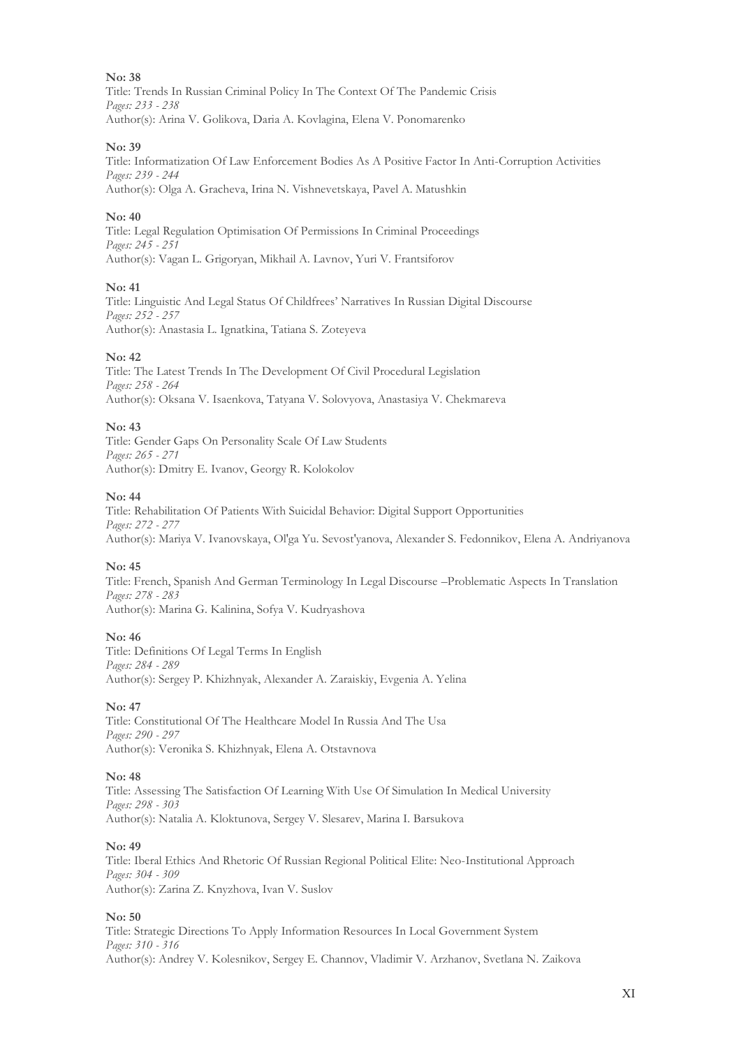**No: 38**
Title: Trends In Russian Criminal Policy In The Context Of The Pandemic Crisis
*Pages: 233 - 238*
Author(s): Arina V. Golikova, Daria A. Kovlagina, Elena V. Ponomarenko

**No: 39**
Title: Informatization Of Law Enforcement Bodies As A Positive Factor In Anti-Corruption Activities
*Pages: 239 - 244*
Author(s): Olga A. Gracheva, Irina N. Vishnevetskaya, Pavel A. Matushkin

**No: 40**
Title: Legal Regulation Optimisation Of Permissions In Criminal Proceedings
*Pages: 245 - 251*
Author(s): Vagan L. Grigoryan, Mikhail A. Lavnov, Yuri V. Frantsiforov

**No: 41**
Title: Linguistic And Legal Status Of Childfrees' Narratives In Russian Digital Discourse
*Pages: 252 - 257*
Author(s): Anastasia L. Ignatkina, Tatiana S. Zoteyeva

**No: 42**
Title: The Latest Trends In The Development Of Civil Procedural Legislation
*Pages: 258 - 264*
Author(s): Oksana V. Isaenkova, Tatyana V. Solovyova, Anastasiya V. Chekmareva

**No: 43**
Title: Gender Gaps On Personality Scale Of Law Students
*Pages: 265 - 271*
Author(s): Dmitry E. Ivanov, Georgy R. Kolokolov

**No: 44**
Title: Rehabilitation Of Patients With Suicidal Behavior: Digital Support Opportunities
*Pages: 272 - 277*
Author(s): Mariya V. Ivanovskaya, Ol'ga Yu. Sevost'yanova, Alexander S. Fedonnikov, Elena A. Andriyanova

**No: 45**
Title: French, Spanish And German Terminology In Legal Discourse –Problematic Aspects In Translation
*Pages: 278 - 283*
Author(s): Marina G. Kalinina, Sofya V. Kudryashova

**No: 46**
Title: Definitions Of Legal Terms In English
*Pages: 284 - 289*
Author(s): Sergey P. Khizhnyak, Alexander A. Zaraiskiy, Evgenia A. Yelina

**No: 47**
Title: Constitutional Of The Healthcare Model In Russia And The Usa
*Pages: 290 - 297*
Author(s): Veronika S. Khizhnyak, Elena A. Otstavnova

**No: 48**
Title: Assessing The Satisfaction Of Learning With Use Of Simulation In Medical University
*Pages: 298 - 303*
Author(s): Natalia A. Kloktunova, Sergey V. Slesarev, Marina I. Barsukova

**No: 49**
Title: Iberal Ethics And Rhetoric Of Russian Regional Political Elite: Neo-Institutional Approach
*Pages: 304 - 309*
Author(s): Zarina Z. Knyzhova, Ivan V. Suslov

**No: 50**
Title: Strategic Directions To Apply Information Resources In Local Government System
*Pages: 310 - 316*
Author(s): Andrey V. Kolesnikov, Sergey E. Channov, Vladimir V. Arzhanov, Svetlana N. Zaikova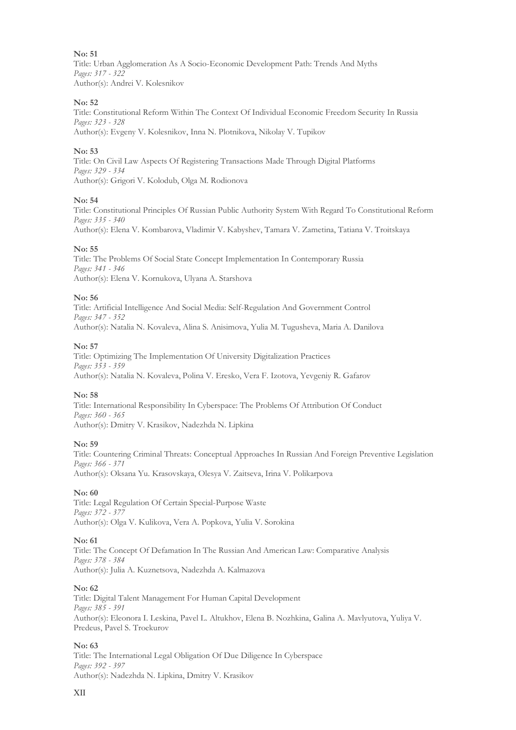**No: 51**
Title: Urban Agglomeration As A Socio-Economic Development Path: Trends And Myths
*Pages: 317 - 322*
Author(s): Andrei V. Kolesnikov

**No: 52**
Title: Constitutional Reform Within The Context Of Individual Economic Freedom Security In Russia
*Pages: 323 - 328*
Author(s): Evgeny V. Kolesnikov, Inna N. Plotnikova, Nikolay V. Tupikov

**No: 53**
Title: On Civil Law Aspects Of Registering Transactions Made Through Digital Platforms
*Pages: 329 - 334*
Author(s): Grigori V. Kolodub, Olga M. Rodionova

**No: 54**
Title: Constitutional Principles Of Russian Public Authority System With Regard To Constitutional Reform
*Pages: 335 - 340*
Author(s): Elena V. Kombarova, Vladimir V. Kabyshev, Tamara V. Zametina, Tatiana V. Troitskaya

**No: 55**
Title: The Problems Of Social State Concept Implementation In Contemporary Russia
*Pages: 341 - 346*
Author(s): Elena V. Kornukova, Ulyana A. Starshova

**No: 56**
Title: Artificial Intelligence And Social Media: Self-Regulation And Government Control
*Pages: 347 - 352*
Author(s): Natalia N. Kovaleva, Alina S. Anisimova, Yulia M. Tugusheva, Maria A. Danilova

**No: 57**
Title: Optimizing The Implementation Of University Digitalization Practices
*Pages: 353 - 359*
Author(s): Natalia N. Kovaleva, Polina V. Eresko, Vera F. Izotova, Yevgeniy R. Gafarov

**No: 58**
Title: International Responsibility In Cyberspace: The Problems Of Attribution Of Conduct
*Pages: 360 - 365*
Author(s): Dmitry V. Krasikov, Nadezhda N. Lipkina

**No: 59**
Title: Countering Criminal Threats: Conceptual Approaches In Russian And Foreign Preventive Legislation
*Pages: 366 - 371*
Author(s): Oksana Yu. Krasovskaya, Olesya V. Zaitseva, Irina V. Polikarpova

**No: 60**
Title: Legal Regulation Of Certain Special-Purpose Waste
*Pages: 372 - 377*
Author(s): Olga V. Kulikova, Vera A. Popkova, Yulia V. Sorokina

**No: 61**
Title: The Concept Of Defamation In The Russian And American Law: Comparative Analysis
*Pages: 378 - 384*
Author(s): Julia A. Kuznetsova, Nadezhda A. Kalmazova

**No: 62**
Title: Digital Talent Management For Human Capital Development
*Pages: 385 - 391*
Author(s): Eleonora I. Leskina, Pavel L. Altukhov, Elena B. Nozhkina, Galina A. Mavlyutova, Yuliya V. Predeus, Pavel S. Troekurov

**No: 63**
Title: The International Legal Obligation Of Due Diligence In Cyberspace
*Pages: 392 - 397*
Author(s): Nadezhda N. Lipkina, Dmitry V. Krasikov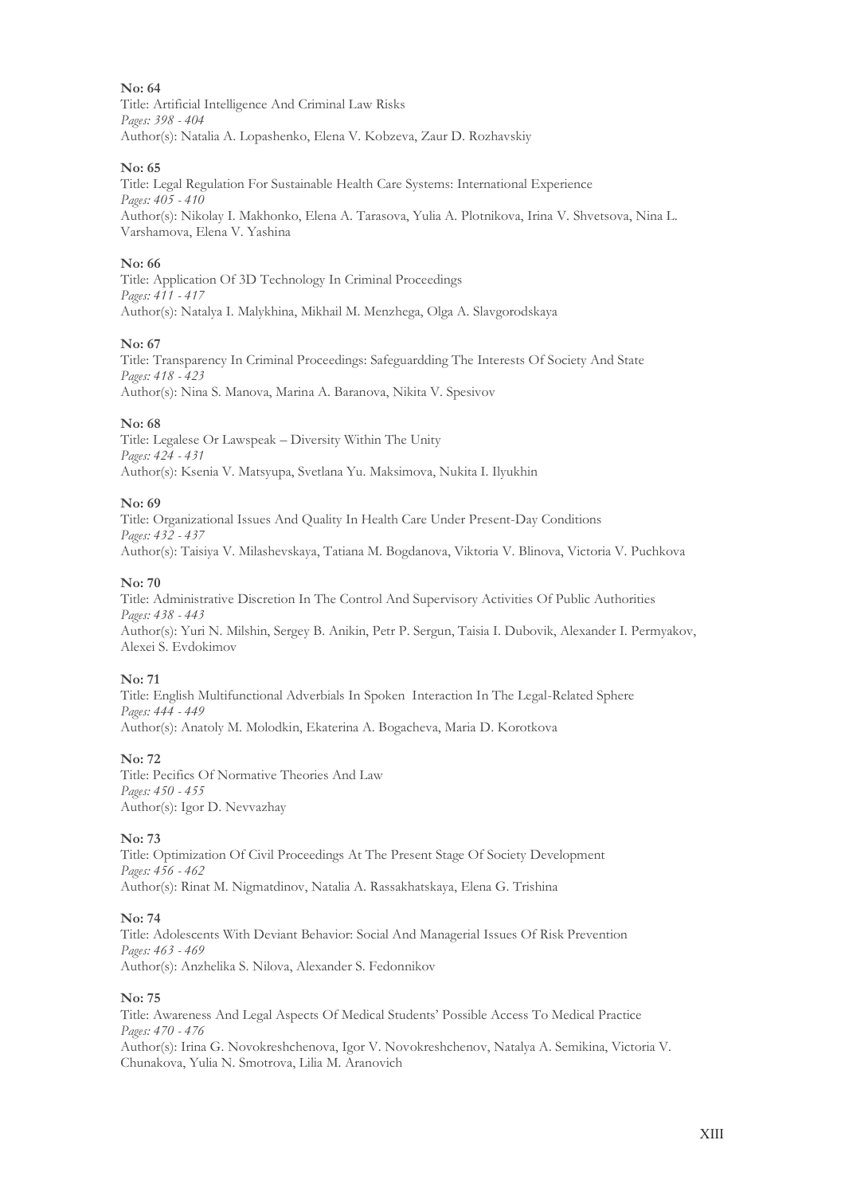**No: 64**
Title: Artificial Intelligence And Criminal Law Risks
*Pages: 398 - 404*
Author(s): Natalia A. Lopashenko, Elena V. Kobzeva, Zaur D. Rozhavskiy

**No: 65**
Title: Legal Regulation For Sustainable Health Care Systems: International Experience
*Pages: 405 - 410*
Author(s): Nikolay I. Makhonko, Elena A. Tarasova, Yulia A. Plotnikova, Irina V. Shvetsova, Nina L. Varshamova, Elena V. Yashina

**No: 66**
Title: Application Of 3D Technology In Criminal Proceedings
*Pages: 411 - 417*
Author(s): Natalya I. Malykhina, Mikhail M. Menzhega, Olga A. Slavgorodskaya

**No: 67**
Title: Transparency In Criminal Proceedings: Safeguardding The Interests Of Society And State
*Pages: 418 - 423*
Author(s): Nina S. Manova, Marina A. Baranova, Nikita V. Spesivov

**No: 68**
Title: Legalese Or Lawspeak – Diversity Within The Unity
*Pages: 424 - 431*
Author(s): Ksenia V. Matsyupa, Svetlana Yu. Maksimova, Nukita I. Ilyukhin

**No: 69**
Title: Organizational Issues And Quality In Health Care Under Present-Day Conditions
*Pages: 432 - 437*
Author(s): Taisiya V. Milashevskaya, Tatiana M. Bogdanova, Viktoria V. Blinova, Victoria V. Puchkova

**No: 70**
Title: Administrative Discretion In The Control And Supervisory Activities Of Public Authorities
*Pages: 438 - 443*
Author(s): Yuri N. Milshin, Sergey B. Anikin, Petr P. Sergun, Taisia I. Dubovik, Alexander I. Permyakov, Alexei S. Evdokimov

**No: 71**
Title: English Multifunctional Adverbials In Spoken Interaction In The Legal-Related Sphere
*Pages: 444 - 449*
Author(s): Anatoly M. Molodkin, Ekaterina A. Bogacheva, Maria D. Korotkova

**No: 72**
Title: Pecifics Of Normative Theories And Law
*Pages: 450 - 455*
Author(s): Igor D. Nevvazhay

**No: 73**
Title: Optimization Of Civil Proceedings At The Present Stage Of Society Development
*Pages: 456 - 462*
Author(s): Rinat M. Nigmatdinov, Natalia A. Rassakhatskaya, Elena G. Trishina

**No: 74**
Title: Adolescents With Deviant Behavior: Social And Managerial Issues Of Risk Prevention
*Pages: 463 - 469*
Author(s): Anzhelika S. Nilova, Alexander S. Fedonnikov

**No: 75**
Title: Awareness And Legal Aspects Of Medical Students' Possible Access To Medical Practice
*Pages: 470 - 476*
Author(s): Irina G. Novokreshchenova, Igor V. Novokreshchenov, Natalya A. Semikina, Victoria V. Chunakova, Yulia N. Smotrova, Lilia M. Aranovich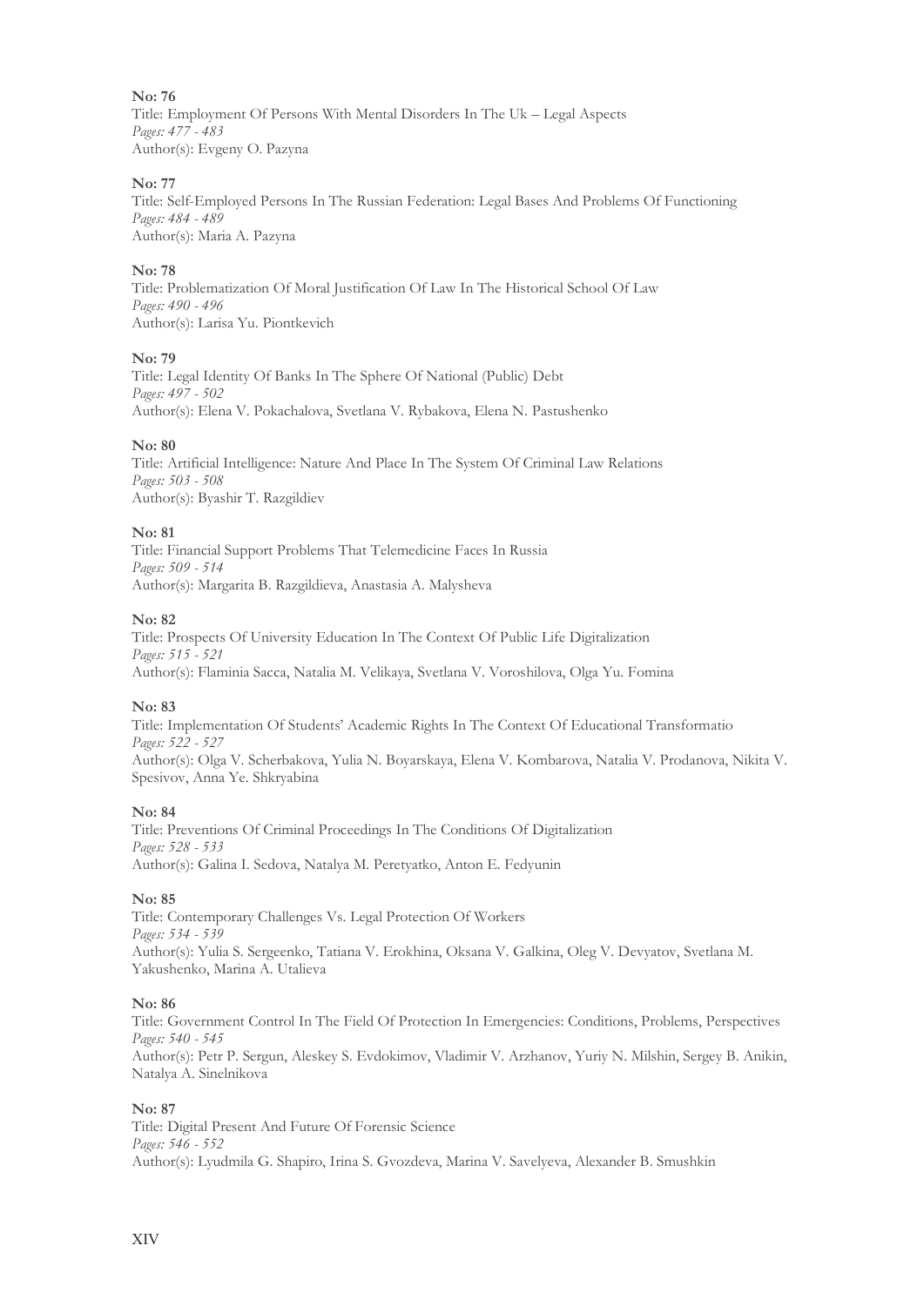**No: 76**
Title: Employment Of Persons With Mental Disorders In The Uk – Legal Aspects
*Pages: 477 - 483*
Author(s): Evgeny O. Pazyna

**No: 77**
Title: Self-Employed Persons In The Russian Federation: Legal Bases And Problems Of Functioning
*Pages: 484 - 489*
Author(s): Maria A. Pazyna

**No: 78**
Title: Problematization Of Moral Justification Of Law In The Historical School Of Law
*Pages: 490 - 496*
Author(s): Larisa Yu. Piontkevich

**No: 79**
Title: Legal Identity Of Banks In The Sphere Of National (Public) Debt
*Pages: 497 - 502*
Author(s): Elena V. Pokachalova, Svetlana V. Rybakova, Elena N. Pastushenko

**No: 80**
Title: Artificial Intelligence: Nature And Place In The System Of Criminal Law Relations
*Pages: 503 - 508*
Author(s): Byashir T. Razgildiev

**No: 81**
Title: Financial Support Problems That Telemedicine Faces In Russia
*Pages: 509 - 514*
Author(s): Margarita B. Razgildieva, Anastasia A. Malysheva

**No: 82**
Title: Prospects Of University Education In The Context Of Public Life Digitalization
*Pages: 515 - 521*
Author(s): Flaminia Sacca, Natalia M. Velikaya, Svetlana V. Voroshilova, Olga Yu. Fomina

**No: 83**
Title: Implementation Of Students' Academic Rights In The Context Of Educational Transformatio
*Pages: 522 - 527*
Author(s): Olga V. Scherbakova, Yulia N. Boyarskaya, Elena V. Kombarova, Natalia V. Prodanova, Nikita V. Spesivov, Anna Ye. Shkryabina

**No: 84**
Title: Preventions Of Criminal Proceedings In The Conditions Of Digitalization
*Pages: 528 - 533*
Author(s): Galina I. Sedova, Natalya M. Peretyatko, Anton E. Fedyunin

**No: 85**
Title: Contemporary Challenges Vs. Legal Protection Of Workers
*Pages: 534 - 539*
Author(s): Yulia S. Sergeenko, Tatiana V. Erokhina, Oksana V. Galkina, Oleg V. Devyatov, Svetlana M. Yakushenko, Marina A. Utalieva

**No: 86**
Title: Government Control In The Field Of Protection In Emergencies: Conditions, Problems, Perspectives
*Pages: 540 - 545*
Author(s): Petr P. Sergun, Aleskey S. Evdokimov, Vladimir V. Arzhanov, Yuriy N. Milshin, Sergey B. Anikin, Natalya A. Sinelnikova

**No: 87**
Title: Digital Present And Future Of Forensic Science
*Pages: 546 - 552*
Author(s): Lyudmila G. Shapiro, Irina S. Gvozdeva, Marina V. Savelyeva, Alexander B. Smushkin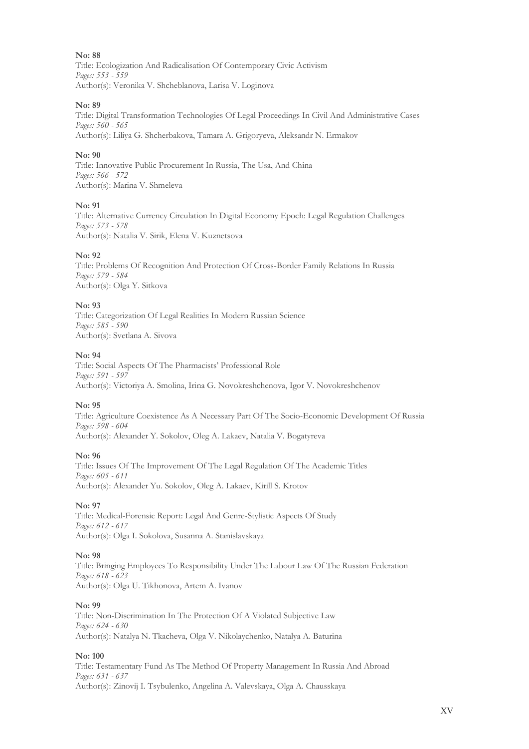**No: 88**
Title: Ecologization And Radicalisation Of Contemporary Civic Activism
*Pages: 553 - 559*
Author(s): Veronika V. Shcheblanova, Larisa V. Loginova

**No: 89**
Title: Digital Transformation Technologies Of Legal Proceedings In Civil And Administrative Cases
*Pages: 560 - 565*
Author(s): Liliya G. Shcherbakova, Tamara A. Grigoryeva, Aleksandr N. Ermakov

**No: 90**
Title: Innovative Public Procurement In Russia, The Usa, And China
*Pages: 566 - 572*
Author(s): Marina V. Shmeleva

**No: 91**
Title: Alternative Currency Circulation In Digital Economy Epoch: Legal Regulation Challenges
*Pages: 573 - 578*
Author(s): Natalia V. Sirik, Elena V. Kuznetsova

**No: 92**
Title: Problems Of Recognition And Protection Of Cross-Border Family Relations In Russia
*Pages: 579 - 584*
Author(s): Olga Y. Sitkova

**No: 93**
Title: Categorization Of Legal Realities In Modern Russian Science
*Pages: 585 - 590*
Author(s): Svetlana A. Sivova

**No: 94**
Title: Social Aspects Of The Pharmacists' Professional Role
*Pages: 591 - 597*
Author(s): Victoriya A. Smolina, Irina G. Novokreshchenova, Igor V. Novokreshchenov

**No: 95**
Title: Agriculture Coexistence As A Necessary Part Of The Socio-Economic Development Of Russia
*Pages: 598 - 604*
Author(s): Alexander Y. Sokolov, Oleg A. Lakaev, Natalia V. Bogatyreva

**No: 96**
Title: Issues Of The Improvement Of The Legal Regulation Of The Academic Titles
*Pages: 605 - 611*
Author(s): Alexander Yu. Sokolov, Oleg A. Lakaev, Kirill S. Krotov

**No: 97**
Title: Medical-Forensic Report: Legal And Genre-Stylistic Aspects Of Study
*Pages: 612 - 617*
Author(s): Olga I. Sokolova, Susanna A. Stanislavskaya

**No: 98**
Title: Bringing Employees To Responsibility Under The Labour Law Of The Russian Federation
*Pages: 618 - 623*
Author(s): Olga U. Tikhonova, Artem A. Ivanov

**No: 99**
Title: Non-Discrimination In The Protection Of A Violated Subjective Law
*Pages: 624 - 630*
Author(s): Natalya N. Tkacheva, Olga V. Nikolaychenko, Natalya A. Baturina

**No: 100**
Title: Testamentary Fund As The Method Of Property Management In Russia And Abroad
*Pages: 631 - 637*
Author(s): Zinovij I. Tsybulenko, Angelina A. Valevskaya, Olga A. Chausskaya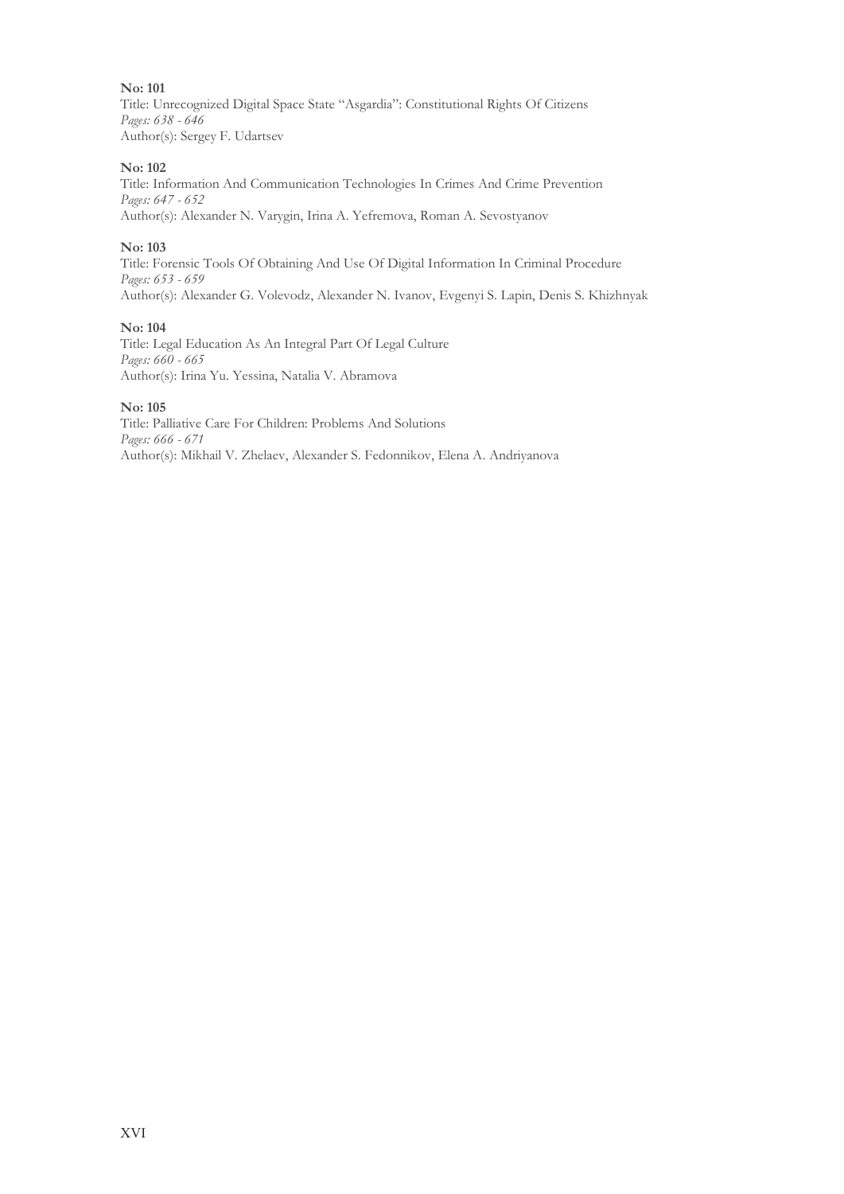**No: 101**
Title: Unrecognized Digital Space State "Asgardia": Constitutional Rights Of Citizens
*Pages: 638 - 646*
Author(s): Sergey F. Udartsev

**No: 102**
Title: Information And Communication Technologies In Crimes And Crime Prevention
*Pages: 647 - 652*
Author(s): Alexander N. Varygin, Irina A. Yefremova, Roman A. Sevostyanov

**No: 103**
Title: Forensic Tools Of Obtaining And Use Of Digital Information In Criminal Procedure
*Pages: 653 - 659*
Author(s): Alexander G. Volevodz, Alexander N. Ivanov, Evgenyi S. Lapin, Denis S. Khizhnyak

**No: 104**
Title: Legal Education As An Integral Part Of Legal Culture
*Pages: 660 - 665*
Author(s): Irina Yu. Yessina, Natalia V. Abramova

**No: 105**
Title: Palliative Care For Children: Problems And Solutions
*Pages: 666 - 671*
Author(s): Mikhail V. Zhelaev, Alexander S. Fedonnikov, Elena A. Andriyanova